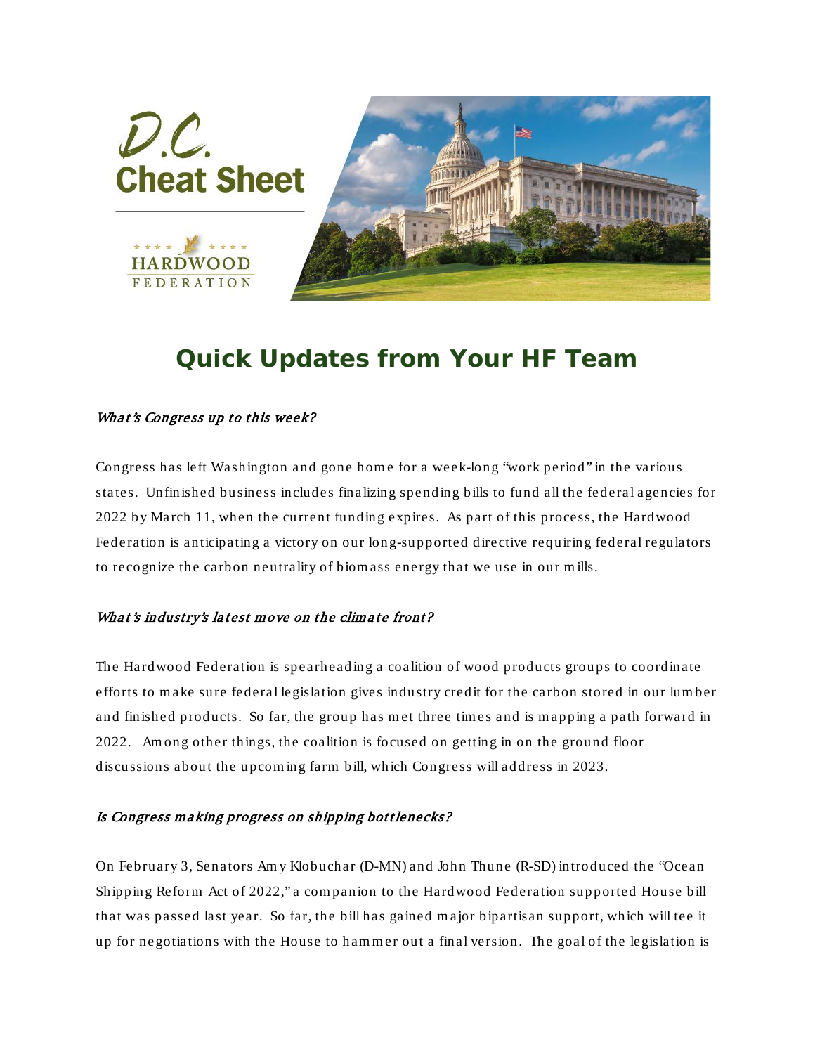D.C. Cheat Sheet

HARDWOOD FEDERATION

# Quick Updates from Your HF Team

*What's Congress up to this week?*

Congress has left Washington and gone home for a week-long "work period" in the various states. Unfinished business includes finalizing spending bills to fund all the federal agencies for 2022 by March 11, when the current funding expires. As part of this process, the Hardwood Federation is anticipating a victory on our long-supported directive requiring federal regulators to recognize the carbon neutrality of biomass energy that we use in our mills.

*What's industry's latest move on the climate front?*

The Hardwood Federation is spearheading a coalition of wood products groups to coordinate efforts to make sure federal legislation gives industry credit for the carbon stored in our lumber and finished products. So far, the group has met three times and is mapping a path forward in 2022. Among other things, the coalition is focused on getting in on the ground floor discussions about the upcoming farm bill, which Congress will address in 2023.

*Is Congress making progress on shipping bottlenecks?*

On February 3, Senators Amy Klobuchar (D-MN) and John Thune (R-SD) introduced the "Ocean Shipping Reform Act of 2022," a companion to the Hardwood Federation supported House bill that was passed last year. So far, the bill has gained major bipartisan support, which will tee it up for negotiations with the House to hammer out a final version. The goal of the legislation is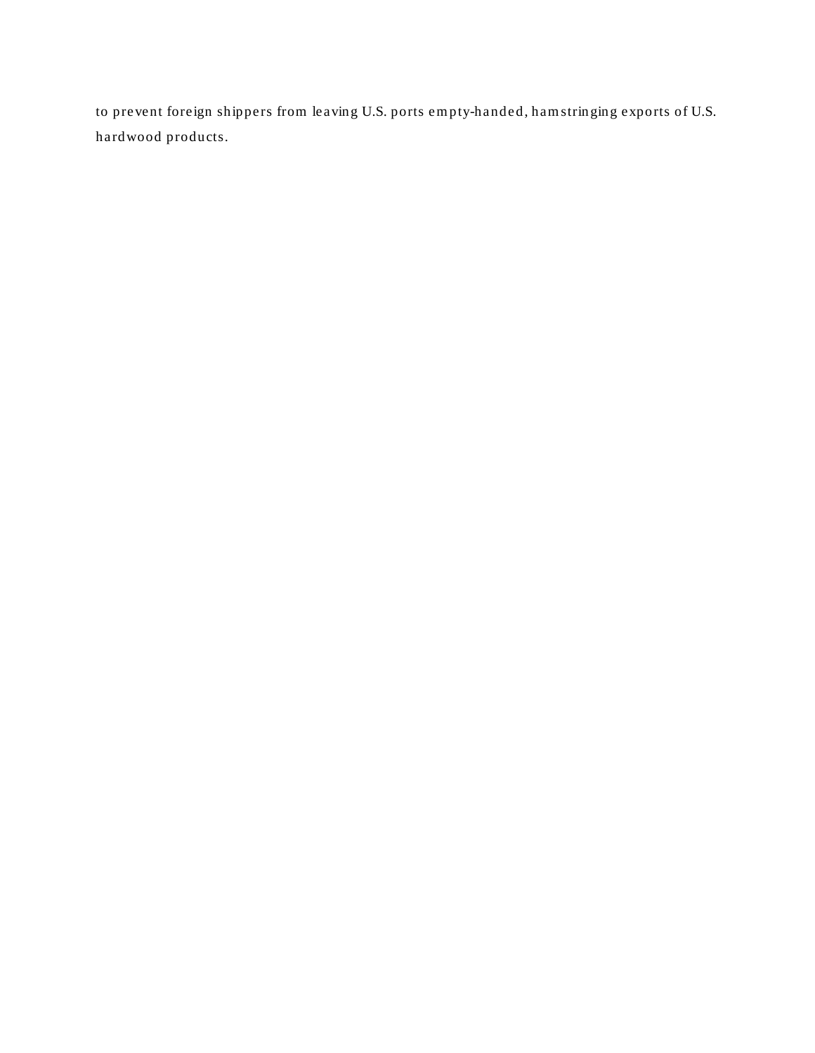to prevent foreign shippers from leaving U.S. ports empty-handed, hamstringing exports of U.S. hardwood products.